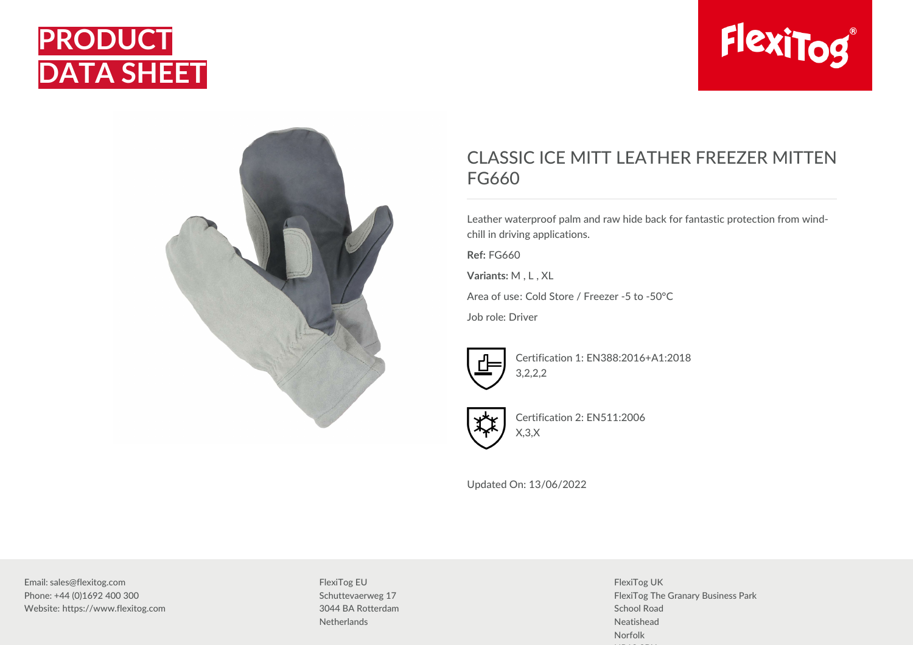# PRODUCT DATA SHEET

FlexiTog®

## CLASSIC ICE MITT LEATHER FREEZER MITTEN FG660

Leather waterproof palm and raw hide back for fantastic protection from wind-chill in driving applications.

**Ref:** FG660

**Variants:** M , L , XL

Area of use: Cold Store / Freezer -5 to -50°C

Job role: Driver

Certification 1: EN388:2016+A1:2018
3,2,2,2

Certification 2: EN511:2006
X,3,X

Updated On: 13/06/2022

Email: sales@flexitog.com
Phone: +44 (0)1692 400 300
Website: https://www.flexitog.com

FlexiTog EU
Schuttevaerweg 17
3044 BA Rotterdam
Netherlands

FlexiTog UK
FlexiTog The Granary Business Park
School Road
Neatishead
Norfolk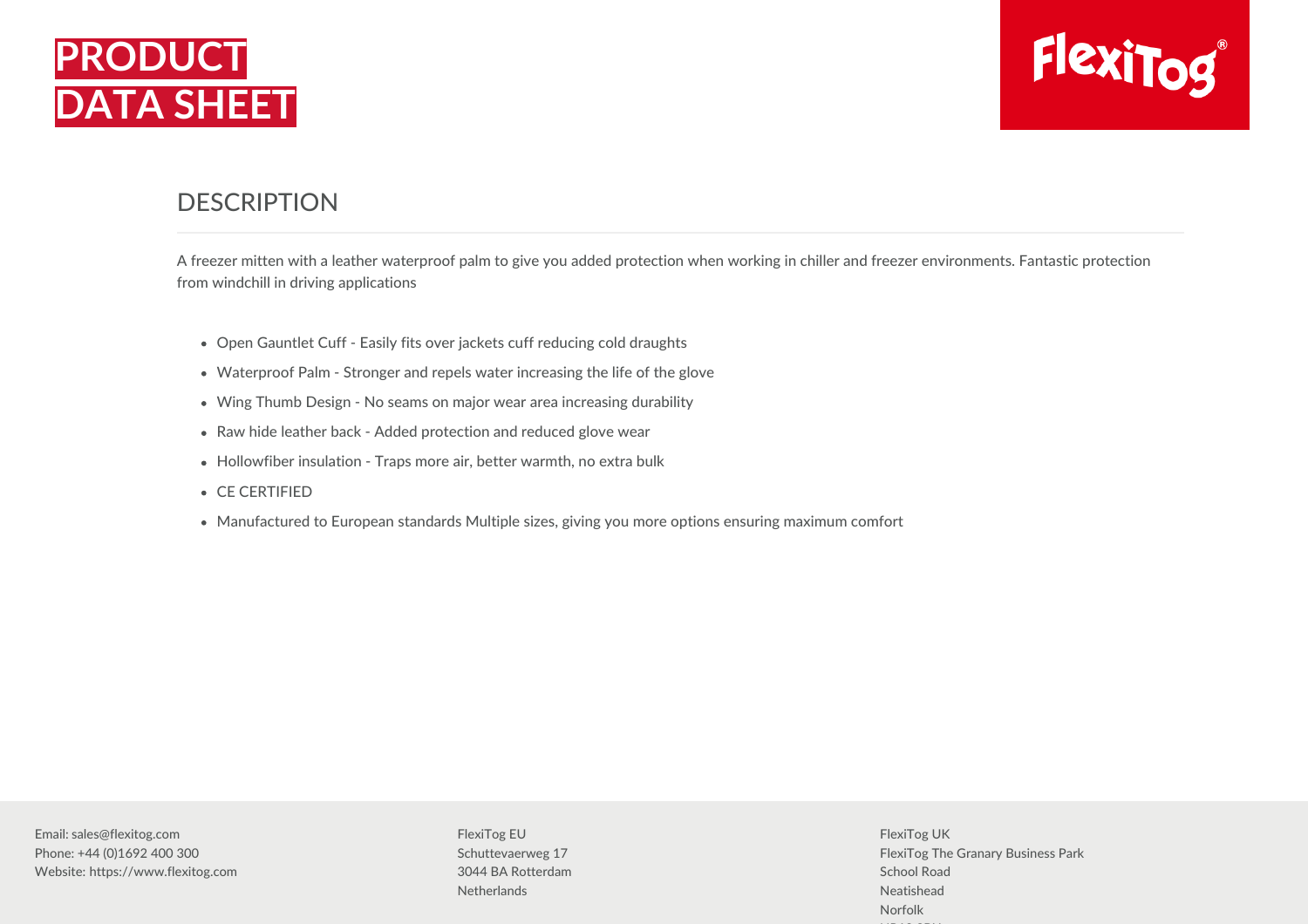# PRODUCT DATA SHEET

## DESCRIPTION

A freezer mitten with a leather waterproof palm to give you added protection when working in chiller and freezer environments. Fantastic protection from windchill in driving applications

- Open Gauntlet Cuff - Easily fits over jackets cuff reducing cold draughts
- Waterproof Palm - Stronger and repels water increasing the life of the glove
- Wing Thumb Design - No seams on major wear area increasing durability
- Raw hide leather back - Added protection and reduced glove wear
- Hollowfiber insulation - Traps more air, better warmth, no extra bulk
- CE CERTIFIED
- Manufactured to European standards Multiple sizes, giving you more options ensuring maximum comfort

Email: sales@flexitog.com
Phone: +44 (0)1692 400 300
Website: https://www.flexitog.com

FlexiTog EU
Schuttevaerweg 17
3044 BA Rotterdam
Netherlands

FlexiTog UK
FlexiTog The Granary Business Park
School Road
Neatishead
Norfolk